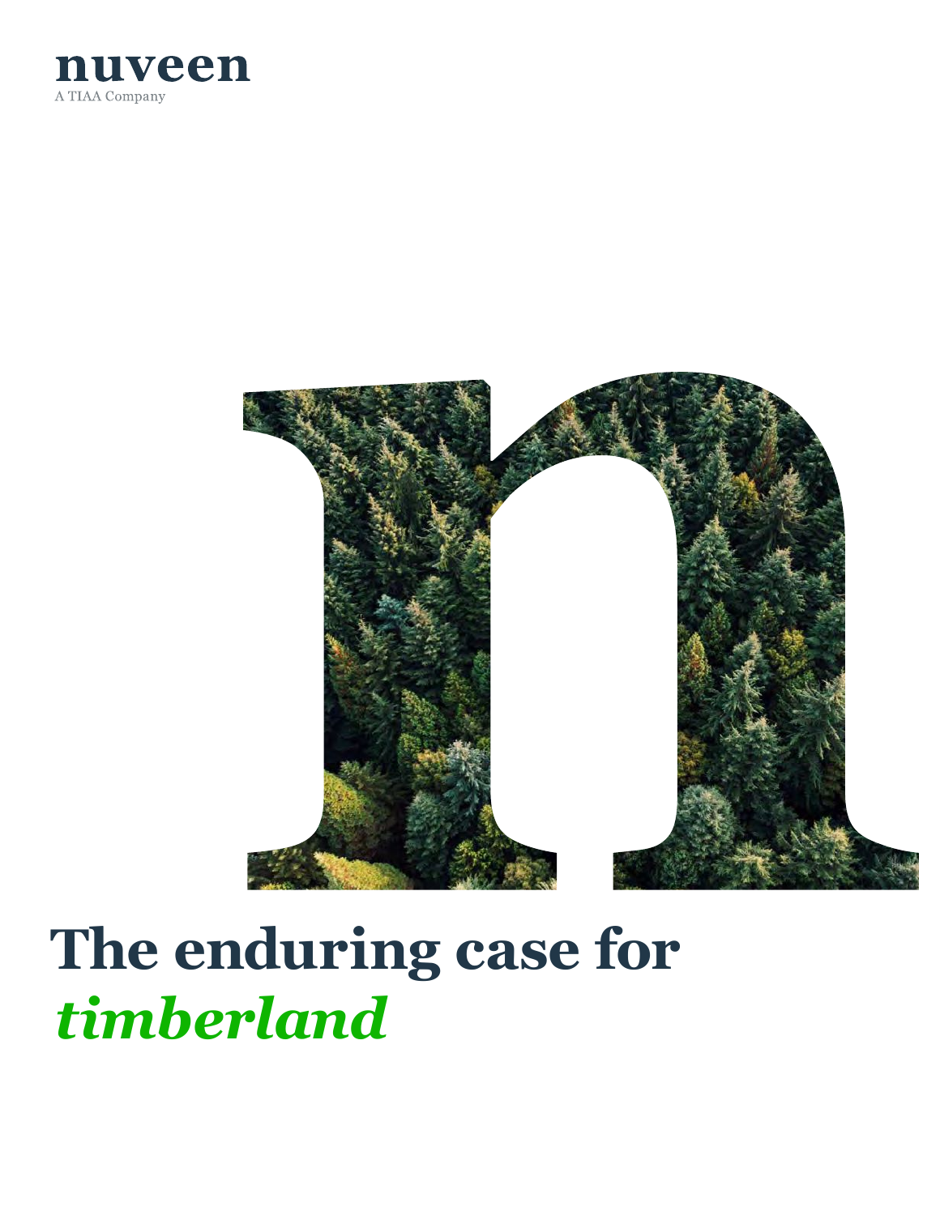nuveen

A TIAA Company

# The enduring case for *timberland*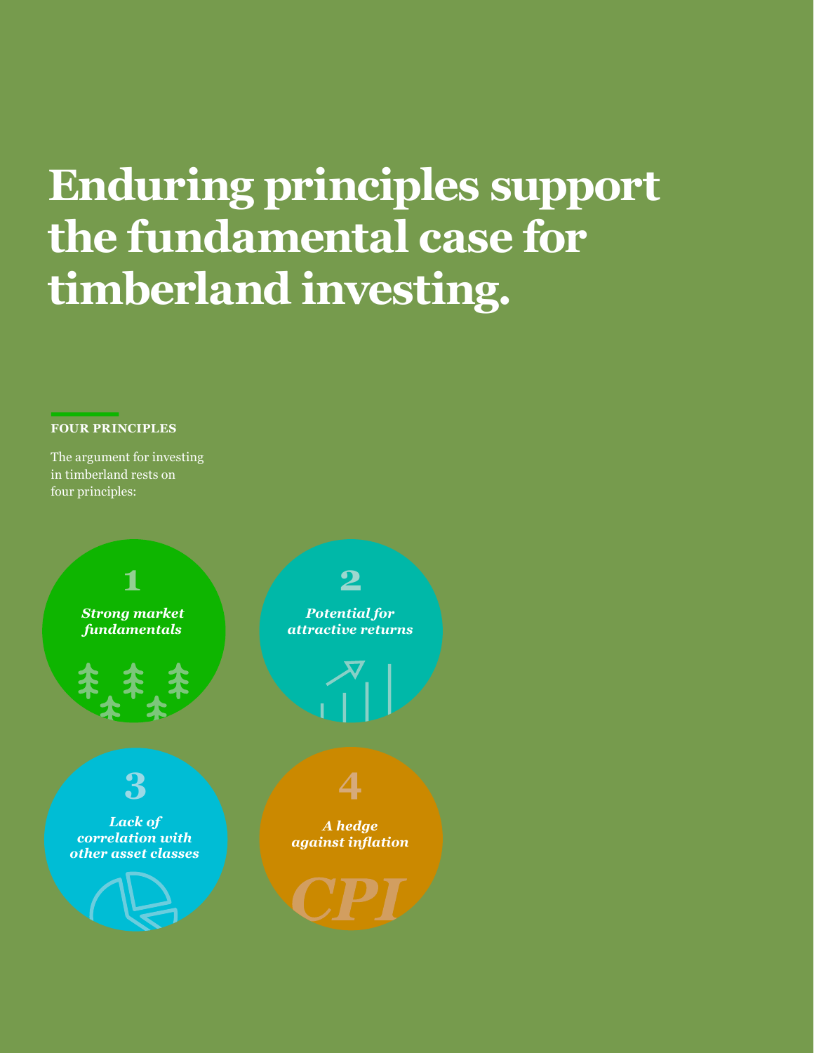# Enduring principles support the fundamental case for timberland investing.

**FOUR PRINCIPLES**

The argument for investing in timberland rests on four principles:

1. ***Strong market fundamentals***
2. ***Potential for attractive returns***
3. ***Lack of correlation with other asset classes***
4. ***A hedge against inflation***

CPI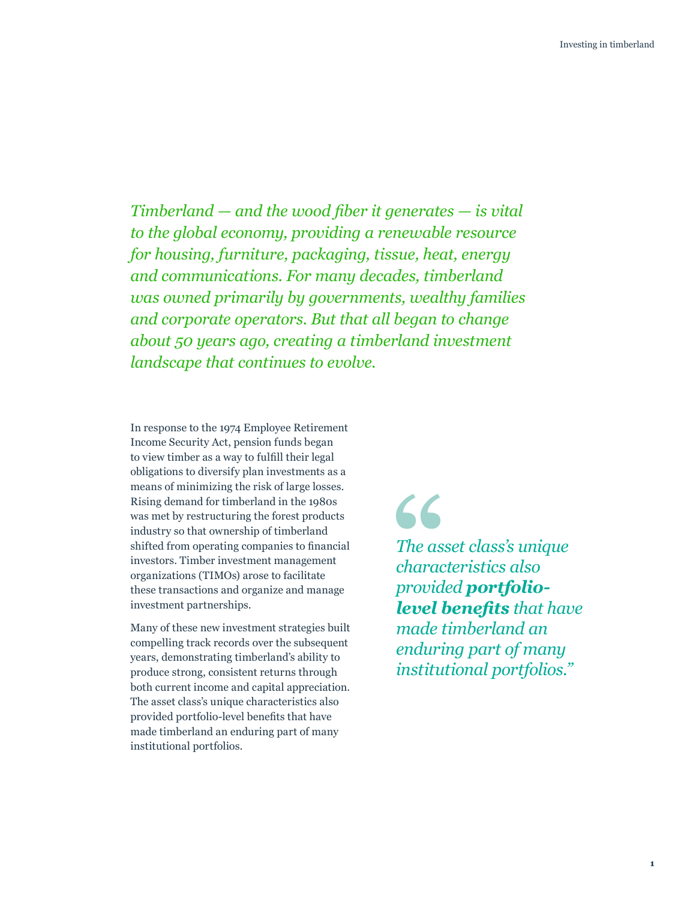*Timberland — and the wood fiber it generates — is vital to the global economy, providing a renewable resource for housing, furniture, packaging, tissue, heat, energy and communications. For many decades, timberland was owned primarily by governments, wealthy families and corporate operators. But that all began to change about 50 years ago, creating a timberland investment landscape that continues to evolve.*

In response to the 1974 Employee Retirement Income Security Act, pension funds began to view timber as a way to fulfill their legal obligations to diversify plan investments as a means of minimizing the risk of large losses. Rising demand for timberland in the 1980s was met by restructuring the forest products industry so that ownership of timberland shifted from operating companies to financial investors. Timber investment management organizations (TIMOs) arose to facilitate these transactions and organize and manage investment partnerships.

Many of these new investment strategies built compelling track records over the subsequent years, demonstrating timberland's ability to produce strong, consistent returns through both current income and capital appreciation. The asset class's unique characteristics also provided portfolio-level benefits that have made timberland an enduring part of many institutional portfolios.

> *"The asset class's unique characteristics also provided* ***portfolio-level benefits*** *that have made timberland an enduring part of many institutional portfolios."*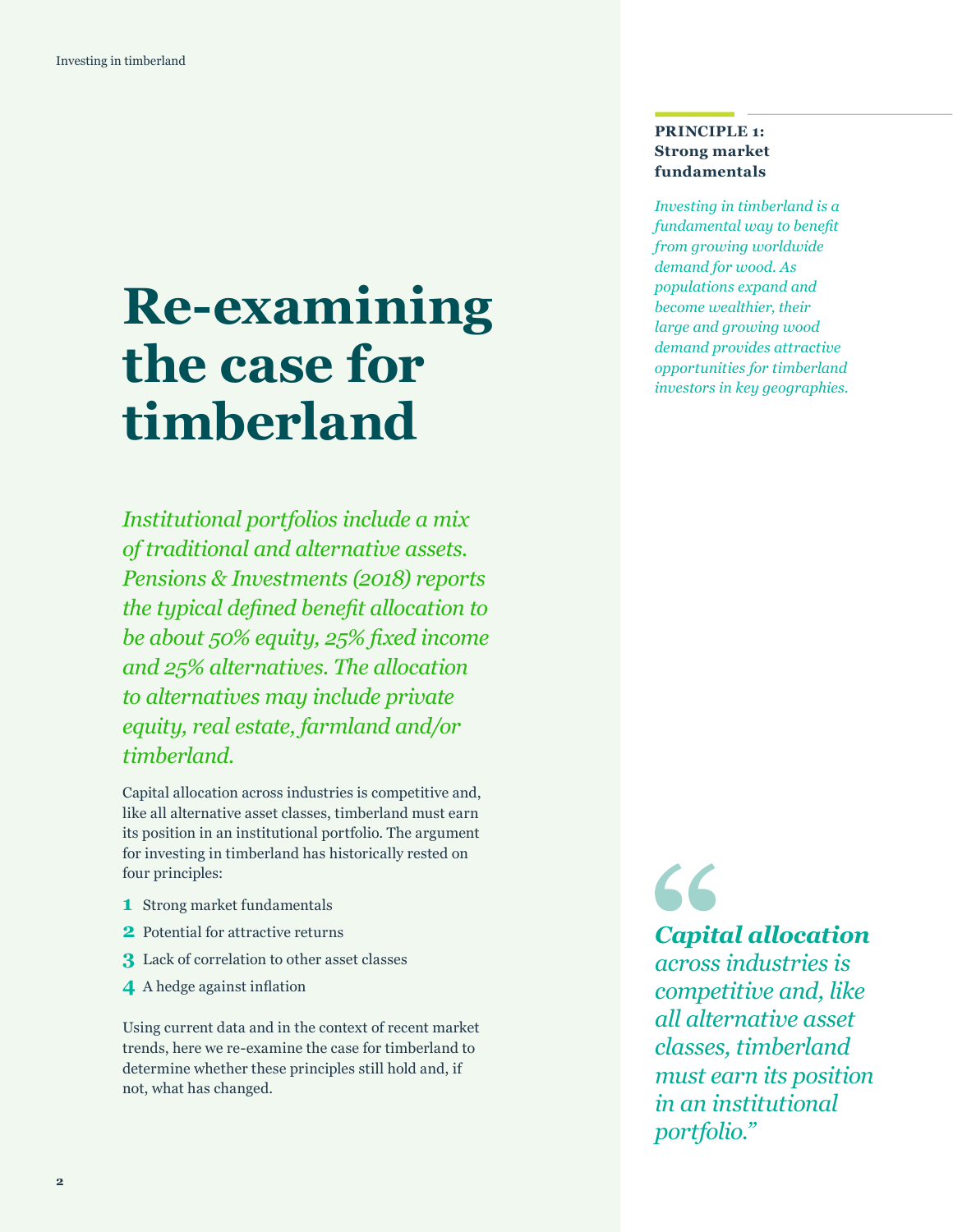# Re-examining the case for timberland

*Institutional portfolios include a mix of traditional and alternative assets. Pensions & Investments (2018) reports the typical defined benefit allocation to be about 50% equity, 25% fixed income and 25% alternatives. The allocation to alternatives may include private equity, real estate, farmland and/or timberland.*

Capital allocation across industries is competitive and, like all alternative asset classes, timberland must earn its position in an institutional portfolio. The argument for investing in timberland has historically rested on four principles:

1. Strong market fundamentals
2. Potential for attractive returns
3. Lack of correlation to other asset classes
4. A hedge against inflation

Using current data and in the context of recent market trends, here we re-examine the case for timberland to determine whether these principles still hold and, if not, what has changed.

**PRINCIPLE 1: Strong market fundamentals**

*Investing in timberland is a fundamental way to benefit from growing worldwide demand for wood. As populations expand and become wealthier, their large and growing wood demand provides attractive opportunities for timberland investors in key geographies.*

> *"**Capital allocation** across industries is competitive and, like all alternative asset classes, timberland must earn its position in an institutional portfolio."*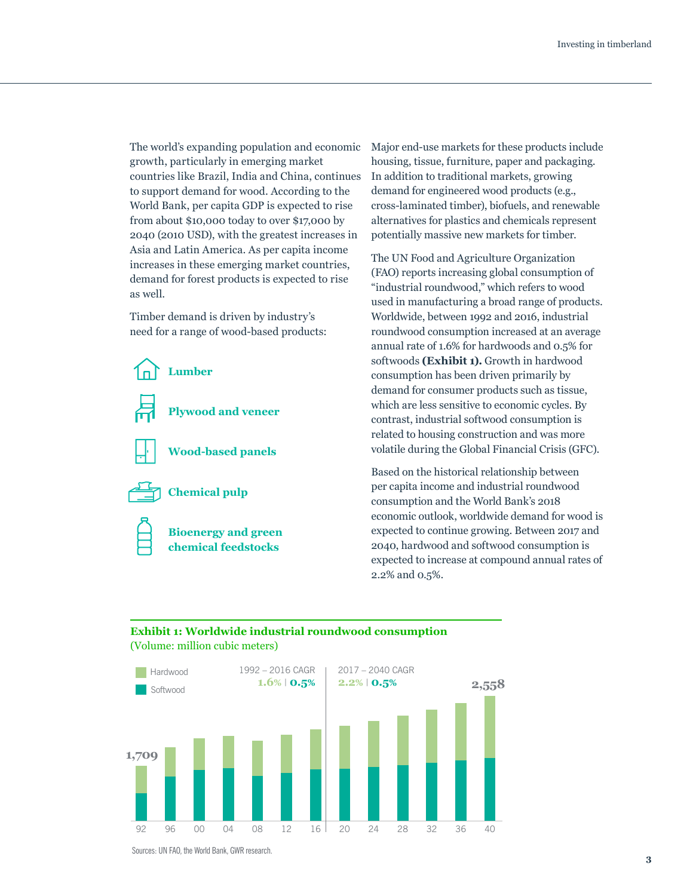The world's expanding population and economic growth, particularly in emerging market countries like Brazil, India and China, continues to support demand for wood. According to the World Bank, per capita GDP is expected to rise from about $10,000 today to over $17,000 by 2040 (2010 USD), with the greatest increases in Asia and Latin America. As per capita income increases in these emerging market countries, demand for forest products is expected to rise as well.

Timber demand is driven by industry's need for a range of wood-based products:

- **Lumber**
- **Plywood and veneer**
- **Wood-based panels**
- **Chemical pulp**
- **Bioenergy and green chemical feedstocks**

Major end-use markets for these products include housing, tissue, furniture, paper and packaging. In addition to traditional markets, growing demand for engineered wood products (e.g., cross-laminated timber), biofuels, and renewable alternatives for plastics and chemicals represent potentially massive new markets for timber.

The UN Food and Agriculture Organization (FAO) reports increasing global consumption of "industrial roundwood," which refers to wood used in manufacturing a broad range of products. Worldwide, between 1992 and 2016, industrial roundwood consumption increased at an average annual rate of 1.6% for hardwoods and 0.5% for softwoods **(Exhibit 1).** Growth in hardwood consumption has been driven primarily by demand for consumer products such as tissue, which are less sensitive to economic cycles. By contrast, industrial softwood consumption is related to housing construction and was more volatile during the Global Financial Crisis (GFC).

Based on the historical relationship between per capita income and industrial roundwood consumption and the World Bank's 2018 economic outlook, worldwide demand for wood is expected to continue growing. Between 2017 and 2040, hardwood and softwood consumption is expected to increase at compound annual rates of 2.2% and 0.5%.

**Exhibit 1: Worldwide industrial roundwood consumption**
(Volume: million cubic meters)

Hardwood / Softwood

1992 – 2016 CAGR: 1.6% | 0.5%

2017 – 2040 CAGR: 2.2% | 0.5%

1,709 (1992) — 2,558 (2040)

92, 96, 00, 04, 08, 12, 16, 20, 24, 28, 32, 36, 40

Sources: UN FAO, the World Bank, GWR research.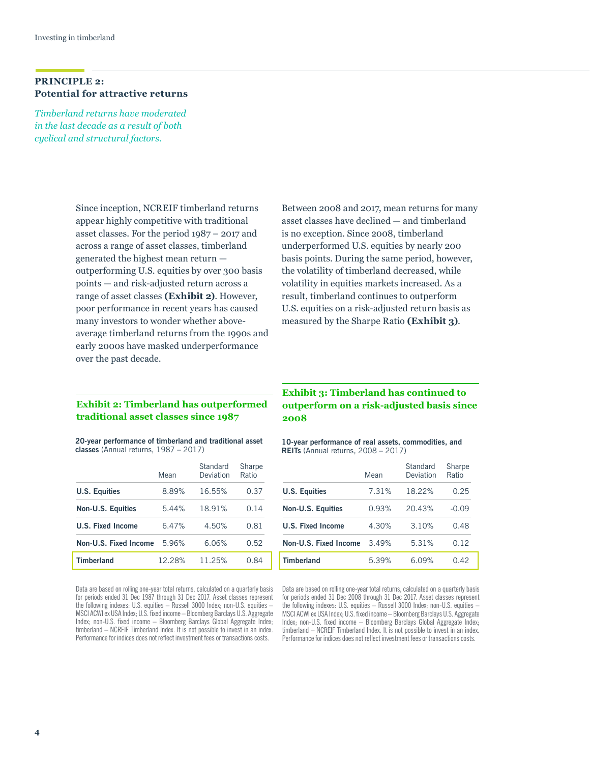## PRINCIPLE 2:
## Potential for attractive returns

*Timberland returns have moderated in the last decade as a result of both cyclical and structural factors.*

Since inception, NCREIF timberland returns appear highly competitive with traditional asset classes. For the period 1987 – 2017 and across a range of asset classes, timberland generated the highest mean return — outperforming U.S. equities by over 300 basis points — and risk-adjusted return across a range of asset classes **(Exhibit 2)**. However, poor performance in recent years has caused many investors to wonder whether above-average timberland returns from the 1990s and early 2000s have masked underperformance over the past decade.

Between 2008 and 2017, mean returns for many asset classes have declined — and timberland is no exception. Since 2008, timberland underperformed U.S. equities by nearly 200 basis points. During the same period, however, the volatility of timberland decreased, while volatility in equities markets increased. As a result, timberland continues to outperform U.S. equities on a risk-adjusted return basis as measured by the Sharpe Ratio **(Exhibit 3)**.

### Exhibit 2: Timberland has outperformed traditional asset classes since 1987

**20-year performance of timberland and traditional asset classes** (Annual returns, 1987 – 2017)

| | Mean | Standard Deviation | Sharpe Ratio |
|---|---|---|---|
| **U.S. Equities** | 8.89% | 16.55% | 0.37 |
| **Non-U.S. Equities** | 5.44% | 18.91% | 0.14 |
| **U.S. Fixed Income** | 6.47% | 4.50% | 0.81 |
| **Non-U.S. Fixed Income** | 5.96% | 6.06% | 0.52 |
| **Timberland** | 12.28% | 11.25% | 0.84 |

Data are based on rolling one-year total returns, calculated on a quarterly basis for periods ended 31 Dec 1987 through 31 Dec 2017. Asset classes represent the following indexes: U.S. equities – Russell 3000 Index; non-U.S. equities – MSCI ACWI ex USA Index; U.S. fixed income – Bloomberg Barclays U.S. Aggregate Index; non-U.S. fixed income – Bloomberg Barclays Global Aggregate Index; timberland – NCREIF Timberland Index. It is not possible to invest in an index. Performance for indices does not reflect investment fees or transactions costs.

### Exhibit 3: Timberland has continued to outperform on a risk-adjusted basis since 2008

**10-year performance of real assets, commodities, and REITs** (Annual returns, 2008 – 2017)

| | Mean | Standard Deviation | Sharpe Ratio |
|---|---|---|---|
| **U.S. Equities** | 7.31% | 18.22% | 0.25 |
| **Non-U.S. Equities** | 0.93% | 20.43% | -0.09 |
| **U.S. Fixed Income** | 4.30% | 3.10% | 0.48 |
| **Non-U.S. Fixed Income** | 3.49% | 5.31% | 0.12 |
| **Timberland** | 5.39% | 6.09% | 0.42 |

Data are based on rolling one-year total returns, calculated on a quarterly basis for periods ended 31 Dec 2008 through 31 Dec 2017. Asset classes represent the following indexes: U.S. equities – Russell 3000 Index; non-U.S. equities – MSCI ACWI ex USA Index; U.S. fixed income – Bloomberg Barclays U.S. Aggregate Index; non-U.S. fixed income – Bloomberg Barclays Global Aggregate Index; timberland – NCREIF Timberland Index. It is not possible to invest in an index. Performance for indices does not reflect investment fees or transactions costs.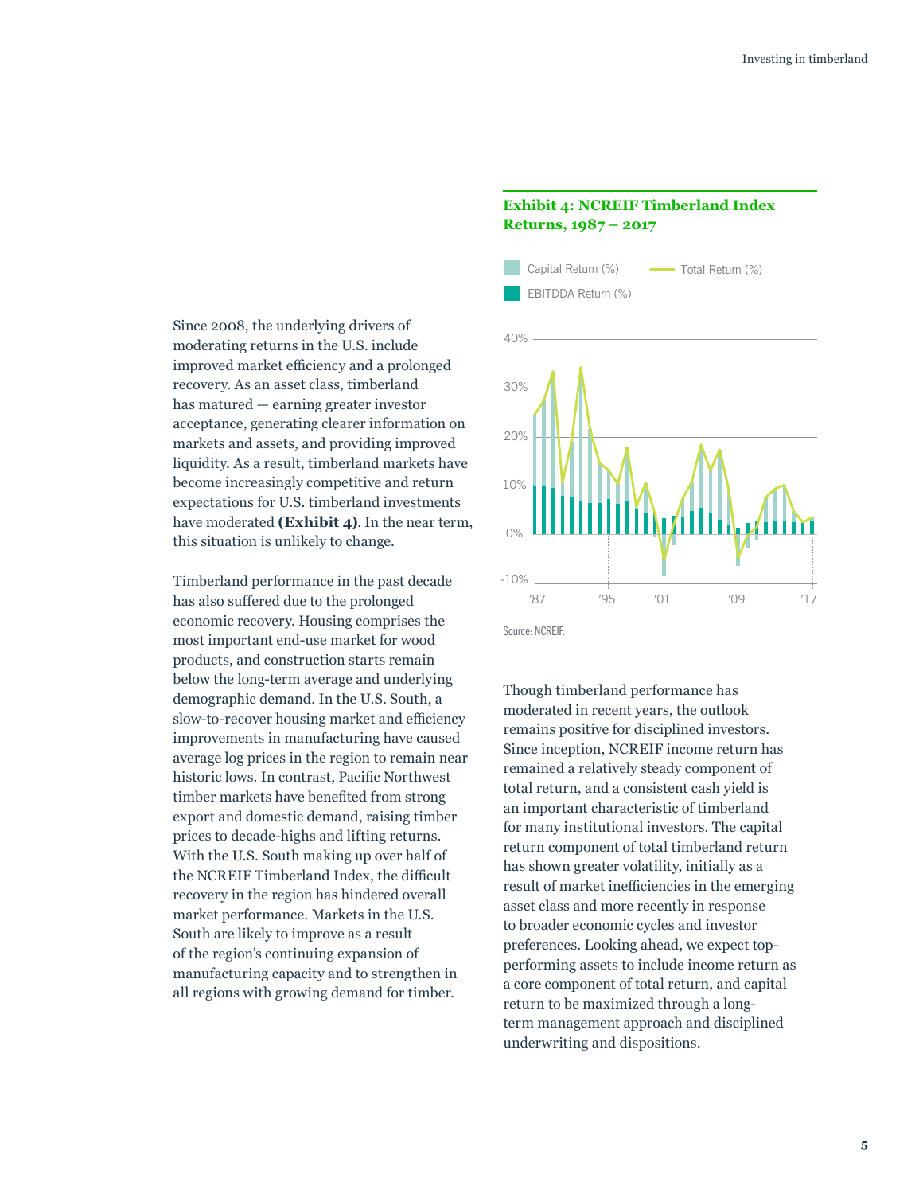Since 2008, the underlying drivers of moderating returns in the U.S. include improved market efficiency and a prolonged recovery. As an asset class, timberland has matured — earning greater investor acceptance, generating clearer information on markets and assets, and providing improved liquidity. As a result, timberland markets have become increasingly competitive and return expectations for U.S. timberland investments have moderated **(Exhibit 4)**. In the near term, this situation is unlikely to change.

Timberland performance in the past decade has also suffered due to the prolonged economic recovery. Housing comprises the most important end-use market for wood products, and construction starts remain below the long-term average and underlying demographic demand. In the U.S. South, a slow-to-recover housing market and efficiency improvements in manufacturing have caused average log prices in the region to remain near historic lows. In contrast, Pacific Northwest timber markets have benefited from strong export and domestic demand, raising timber prices to decade-highs and lifting returns. With the U.S. South making up over half of the NCREIF Timberland Index, the difficult recovery in the region has hindered overall market performance. Markets in the U.S. South are likely to improve as a result of the region's continuing expansion of manufacturing capacity and to strengthen in all regions with growing demand for timber.

**Exhibit 4: NCREIF Timberland Index Returns, 1987 – 2017**

Capital Return (%) | EBITDDA Return (%) | Total Return (%)

Source: NCREIF.

Though timberland performance has moderated in recent years, the outlook remains positive for disciplined investors. Since inception, NCREIF income return has remained a relatively steady component of total return, and a consistent cash yield is an important characteristic of timberland for many institutional investors. The capital return component of total timberland return has shown greater volatility, initially as a result of market inefficiencies in the emerging asset class and more recently in response to broader economic cycles and investor preferences. Looking ahead, we expect top-performing assets to include income return as a core component of total return, and capital return to be maximized through a long-term management approach and disciplined underwriting and dispositions.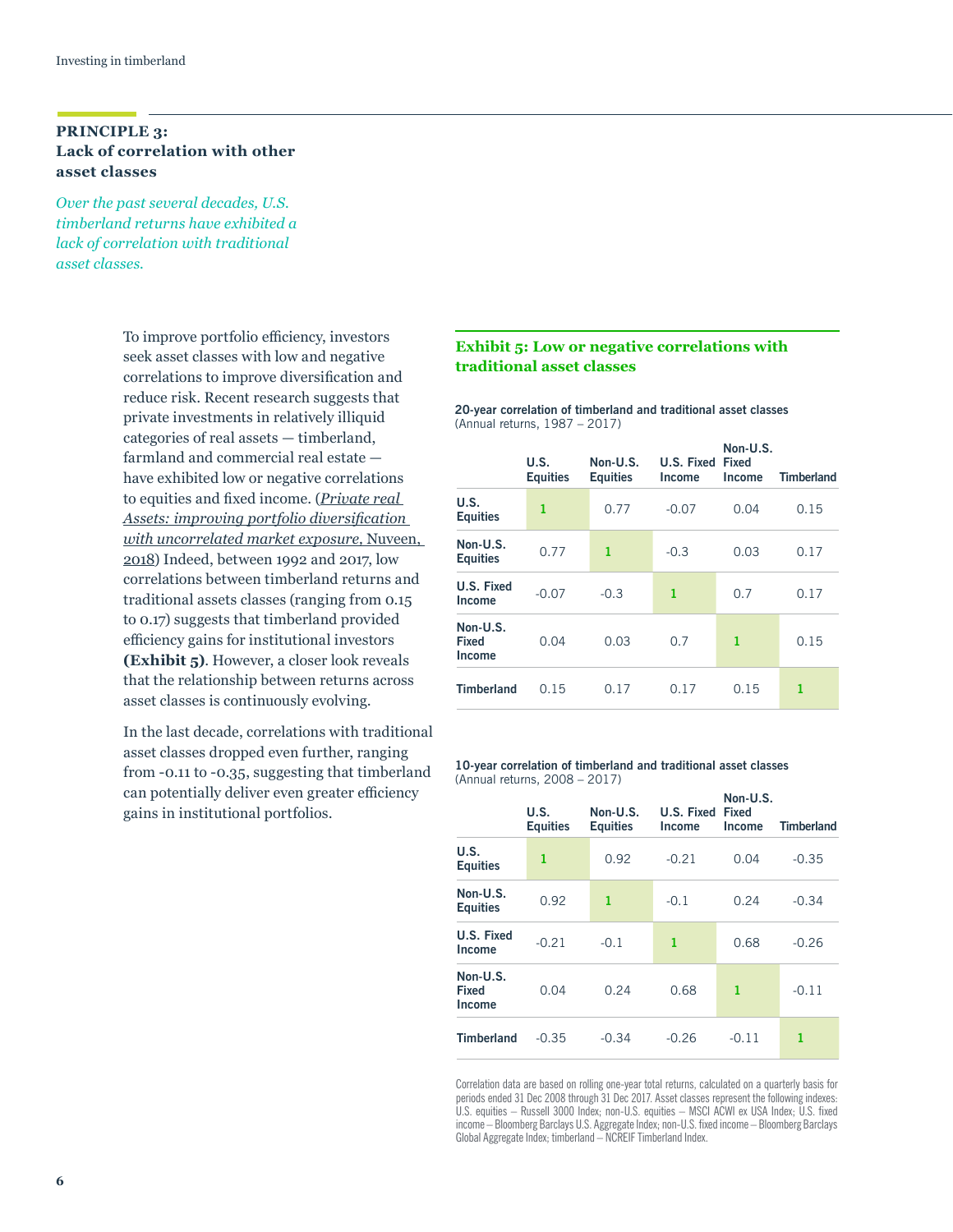## PRINCIPLE 3: Lack of correlation with other asset classes

*Over the past several decades, U.S. timberland returns have exhibited a lack of correlation with traditional asset classes.*

To improve portfolio efficiency, investors seek asset classes with low and negative correlations to improve diversification and reduce risk. Recent research suggests that private investments in relatively illiquid categories of real assets — timberland, farmland and commercial real estate — have exhibited low or negative correlations to equities and fixed income. (Private real Assets: improving portfolio diversification with uncorrelated market exposure, Nuveen, 2018) Indeed, between 1992 and 2017, low correlations between timberland returns and traditional assets classes (ranging from 0.15 to 0.17) suggests that timberland provided efficiency gains for institutional investors **(Exhibit 5)**. However, a closer look reveals that the relationship between returns across asset classes is continuously evolving.

In the last decade, correlations with traditional asset classes dropped even further, ranging from -0.11 to -0.35, suggesting that timberland can potentially deliver even greater efficiency gains in institutional portfolios.

### Exhibit 5: Low or negative correlations with traditional asset classes

**20-year correlation of timberland and traditional asset classes**
(Annual returns, 1987 – 2017)

| | U.S. Equities | Non-U.S. Equities | U.S. Fixed Income | Non-U.S. Fixed Income | Timberland |
|---|---|---|---|---|---|
| **U.S. Equities** | 1 | 0.77 | -0.07 | 0.04 | 0.15 |
| **Non-U.S. Equities** | 0.77 | 1 | -0.3 | 0.03 | 0.17 |
| **U.S. Fixed Income** | -0.07 | -0.3 | 1 | 0.7 | 0.17 |
| **Non-U.S. Fixed Income** | 0.04 | 0.03 | 0.7 | 1 | 0.15 |
| **Timberland** | 0.15 | 0.17 | 0.17 | 0.15 | 1 |

**10-year correlation of timberland and traditional asset classes**
(Annual returns, 2008 – 2017)

| | U.S. Equities | Non-U.S. Equities | U.S. Fixed Income | Non-U.S. Fixed Income | Timberland |
|---|---|---|---|---|---|
| **U.S. Equities** | 1 | 0.92 | -0.21 | 0.04 | -0.35 |
| **Non-U.S. Equities** | 0.92 | 1 | -0.1 | 0.24 | -0.34 |
| **U.S. Fixed Income** | -0.21 | -0.1 | 1 | 0.68 | -0.26 |
| **Non-U.S. Fixed Income** | 0.04 | 0.24 | 0.68 | 1 | -0.11 |
| **Timberland** | -0.35 | -0.34 | -0.26 | -0.11 | 1 |

Correlation data are based on rolling one-year total returns, calculated on a quarterly basis for periods ended 31 Dec 2008 through 31 Dec 2017. Asset classes represent the following indexes: U.S. equities – Russell 3000 Index; non-U.S. equities – MSCI ACWI ex USA Index; U.S. fixed income – Bloomberg Barclays U.S. Aggregate Index; non-U.S. fixed income – Bloomberg Barclays Global Aggregate Index; timberland – NCREIF Timberland Index.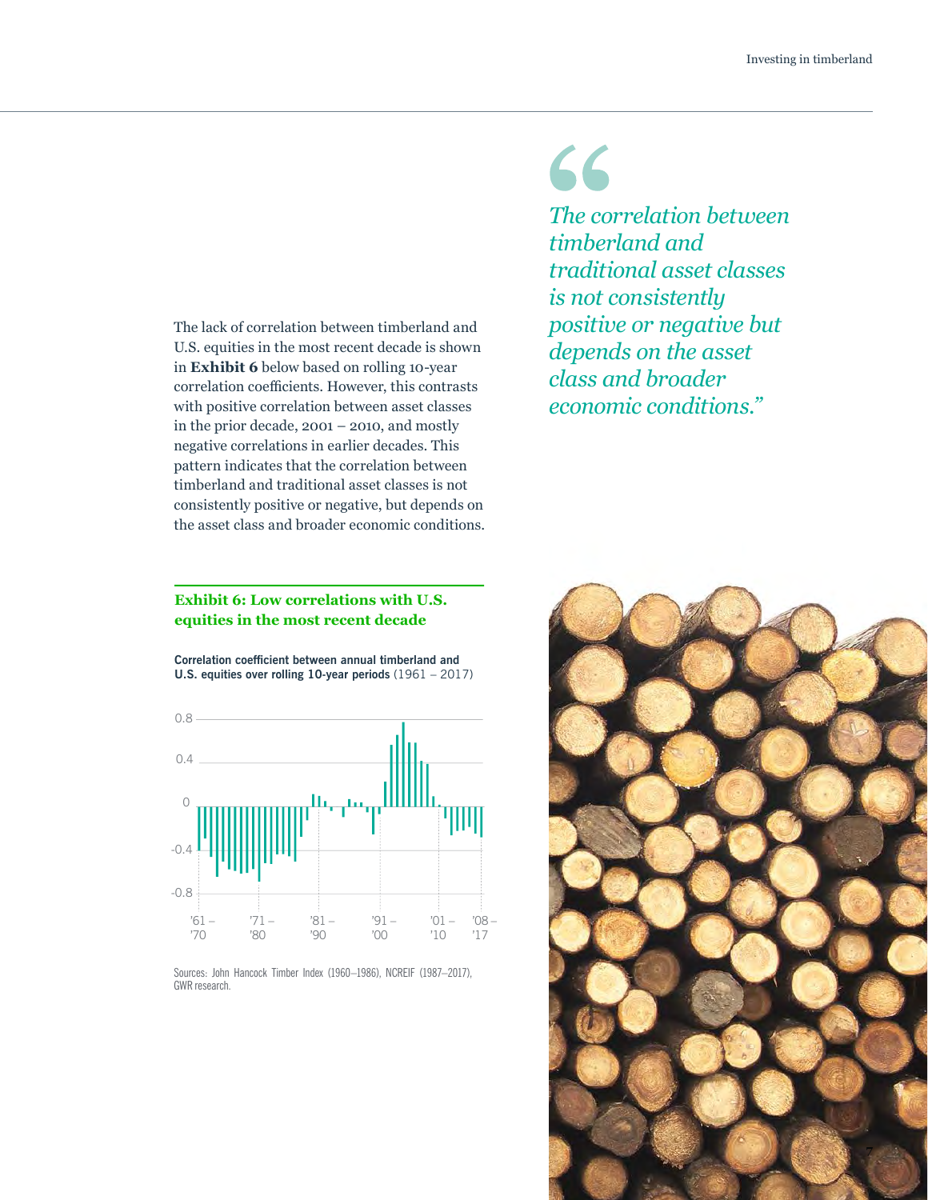The lack of correlation between timberland and U.S. equities in the most recent decade is shown in **Exhibit 6** below based on rolling 10-year correlation coefficients. However, this contrasts with positive correlation between asset classes in the prior decade, 2001 – 2010, and mostly negative correlations in earlier decades. This pattern indicates that the correlation between timberland and traditional asset classes is not consistently positive or negative, but depends on the asset class and broader economic conditions.

> *"The correlation between timberland and traditional asset classes is not consistently positive or negative but depends on the asset class and broader economic conditions."*

### Exhibit 6: Low correlations with U.S. equities in the most recent decade

**Correlation coefficient between annual timberland and U.S. equities over rolling 10-year periods** (1961 – 2017)

Sources: John Hancock Timber Index (1960–1986), NCREIF (1987–2017), GWR research.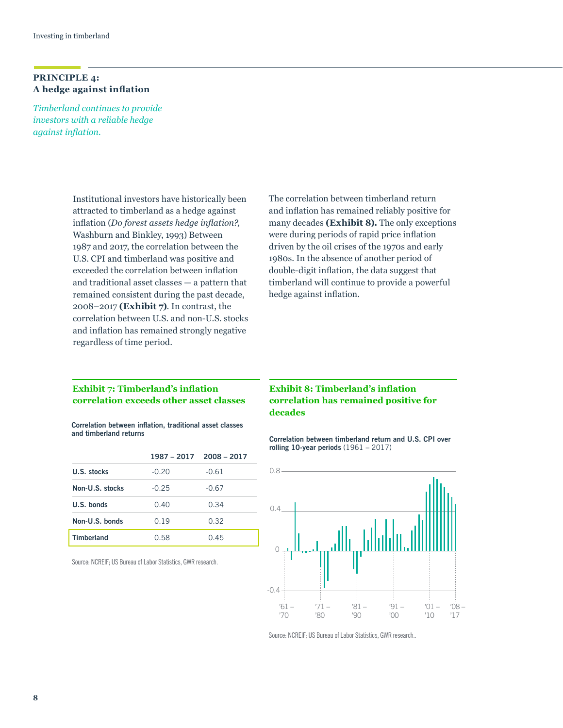## PRINCIPLE 4:
## A hedge against inflation

*Timberland continues to provide investors with a reliable hedge against inflation.*

Institutional investors have historically been attracted to timberland as a hedge against inflation (*Do forest assets hedge inflation?,* Washburn and Binkley, 1993) Between 1987 and 2017, the correlation between the U.S. CPI and timberland was positive and exceeded the correlation between inflation and traditional asset classes — a pattern that remained consistent during the past decade, 2008–2017 **(Exhibit 7)**. In contrast, the correlation between U.S. and non-U.S. stocks and inflation has remained strongly negative regardless of time period.

The correlation between timberland return and inflation has remained reliably positive for many decades **(Exhibit 8).** The only exceptions were during periods of rapid price inflation driven by the oil crises of the 1970s and early 1980s. In the absence of another period of double-digit inflation, the data suggest that timberland will continue to provide a powerful hedge against inflation.

### Exhibit 7: Timberland's inflation correlation exceeds other asset classes

**Correlation between inflation, traditional asset classes and timberland returns**

| | 1987 – 2017 | 2008 – 2017 |
|---|---|---|
| U.S. stocks | -0.20 | -0.61 |
| Non-U.S. stocks | -0.25 | -0.67 |
| U.S. bonds | 0.40 | 0.34 |
| Non-U.S. bonds | 0.19 | 0.32 |
| **Timberland** | 0.58 | 0.45 |

Source: NCREIF; US Bureau of Labor Statistics, GWR research.

### Exhibit 8: Timberland's inflation correlation has remained positive for decades

**Correlation between timberland return and U.S. CPI over rolling 10-year periods** (1961 – 2017)

Source: NCREIF; US Bureau of Labor Statistics, GWR research..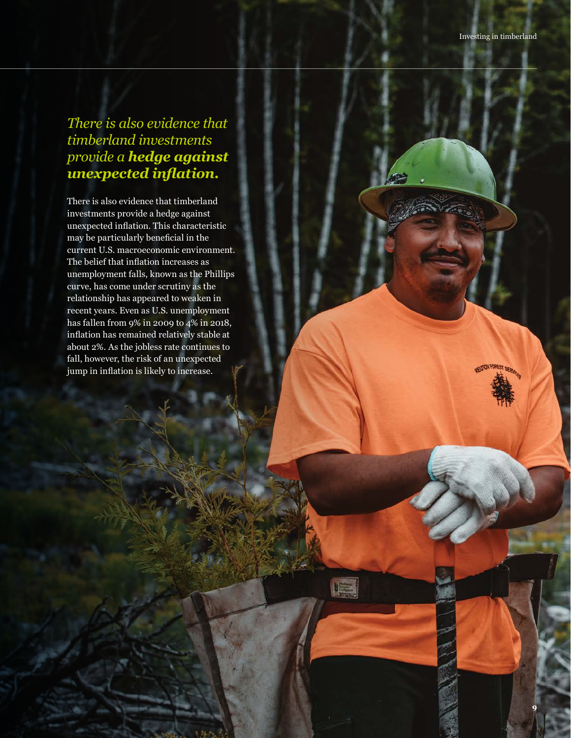*There is also evidence that timberland investments provide a* ***hedge against unexpected inflation.***

There is also evidence that timberland investments provide a hedge against unexpected inflation. This characteristic may be particularly beneficial in the current U.S. macroeconomic environment. The belief that inflation increases as unemployment falls, known as the Phillips curve, has come under scrutiny as the relationship has appeared to weaken in recent years. Even as U.S. unemployment has fallen from 9% in 2009 to 4% in 2018, inflation has remained relatively stable at about 2%. As the jobless rate continues to fall, however, the risk of an unexpected jump in inflation is likely to increase.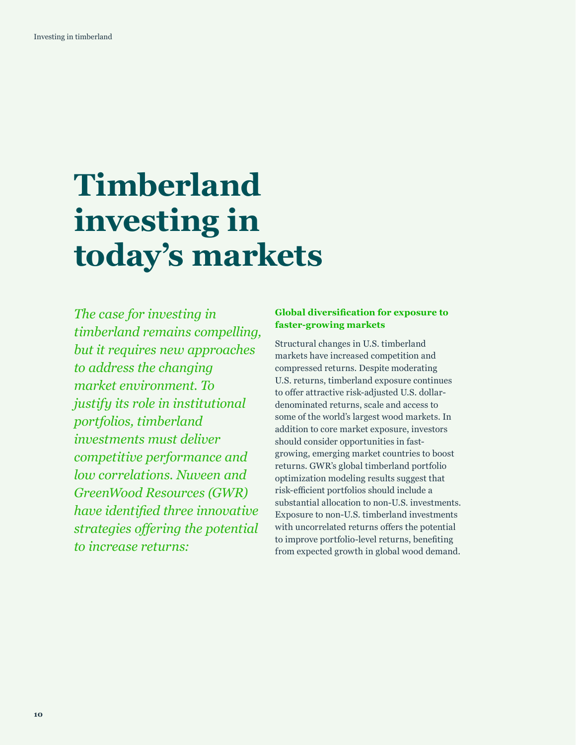# Timberland investing in today's markets

*The case for investing in timberland remains compelling, but it requires new approaches to address the changing market environment. To justify its role in institutional portfolios, timberland investments must deliver competitive performance and low correlations. Nuveen and GreenWood Resources (GWR) have identified three innovative strategies offering the potential to increase returns:*

**Global diversification for exposure to faster-growing markets**

Structural changes in U.S. timberland markets have increased competition and compressed returns. Despite moderating U.S. returns, timberland exposure continues to offer attractive risk-adjusted U.S. dollar-denominated returns, scale and access to some of the world's largest wood markets. In addition to core market exposure, investors should consider opportunities in fast-growing, emerging market countries to boost returns. GWR's global timberland portfolio optimization modeling results suggest that risk-efficient portfolios should include a substantial allocation to non-U.S. investments. Exposure to non-U.S. timberland investments with uncorrelated returns offers the potential to improve portfolio-level returns, benefiting from expected growth in global wood demand.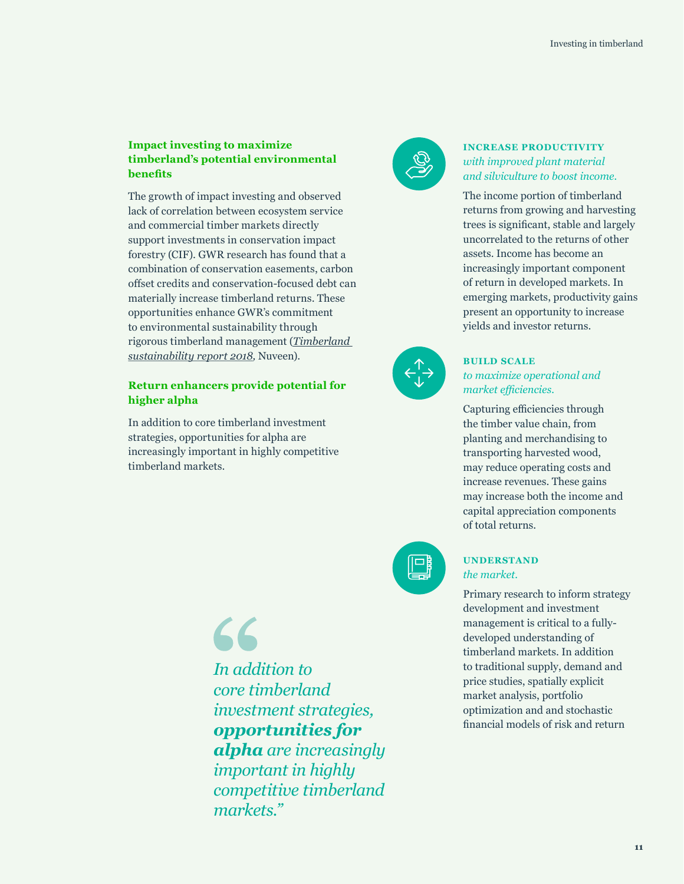### Impact investing to maximize timberland's potential environmental benefits

The growth of impact investing and observed lack of correlation between ecosystem service and commercial timber markets directly support investments in conservation impact forestry (CIF). GWR research has found that a combination of conservation easements, carbon offset credits and conservation-focused debt can materially increase timberland returns. These opportunities enhance GWR's commitment to environmental sustainability through rigorous timberland management (*Timberland sustainability report 2018*, Nuveen).

### Return enhancers provide potential for higher alpha

In addition to core timberland investment strategies, opportunities for alpha are increasingly important in highly competitive timberland markets.

> *In addition to core timberland investment strategies, **opportunities for alpha** are increasingly important in highly competitive timberland markets."*

**INCREASE PRODUCTIVITY**
*with improved plant material and silviculture to boost income.*

The income portion of timberland returns from growing and harvesting trees is significant, stable and largely uncorrelated to the returns of other assets. Income has become an increasingly important component of return in developed markets. In emerging markets, productivity gains present an opportunity to increase yields and investor returns.

**BUILD SCALE**
*to maximize operational and market efficiencies.*

Capturing efficiencies through the timber value chain, from planting and merchandising to transporting harvested wood, may reduce operating costs and increase revenues. These gains may increase both the income and capital appreciation components of total returns.

**UNDERSTAND**
*the market.*

Primary research to inform strategy development and investment management is critical to a fully-developed understanding of timberland markets. In addition to traditional supply, demand and price studies, spatially explicit market analysis, portfolio optimization and and stochastic financial models of risk and return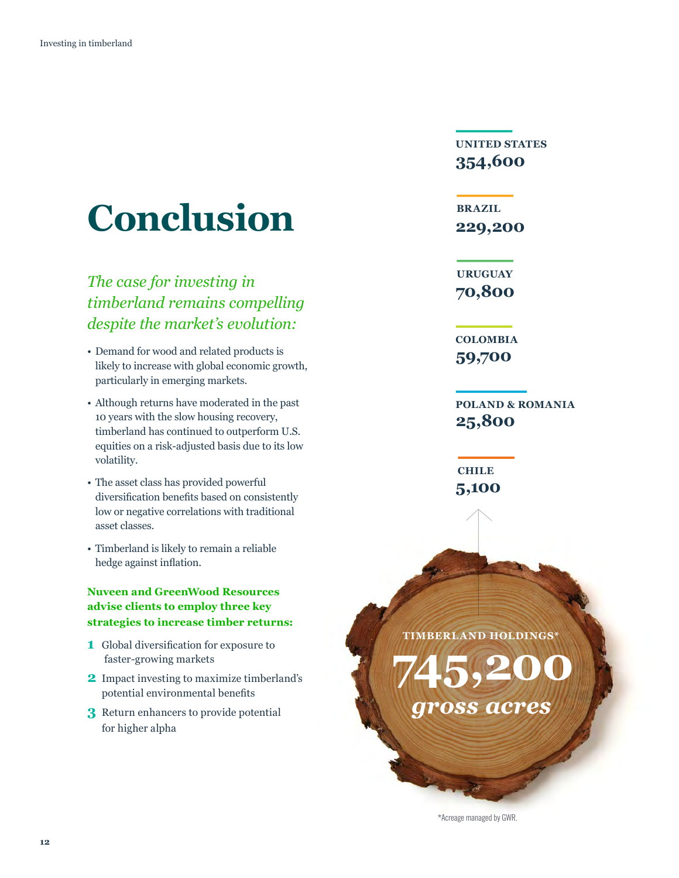# Conclusion

*The case for investing in timberland remains compelling despite the market's evolution:*

- Demand for wood and related products is likely to increase with global economic growth, particularly in emerging markets.
- Although returns have moderated in the past 10 years with the slow housing recovery, timberland has continued to outperform U.S. equities on a risk-adjusted basis due to its low volatility.
- The asset class has provided powerful diversification benefits based on consistently low or negative correlations with traditional asset classes.
- Timberland is likely to remain a reliable hedge against inflation.

**Nuveen and GreenWood Resources advise clients to employ three key strategies to increase timber returns:**

1. Global diversification for exposure to faster-growing markets
2. Impact investing to maximize timberland's potential environmental benefits
3. Return enhancers to provide potential for higher alpha

**UNITED STATES**
**354,600**

**BRAZIL**
**229,200**

**URUGUAY**
**70,800**

**COLOMBIA**
**59,700**

**POLAND & ROMANIA**
**25,800**

**CHILE**
**5,100**

**TIMBERLAND HOLDINGS***

**745,200** *gross acres*

*Acreage managed by GWR.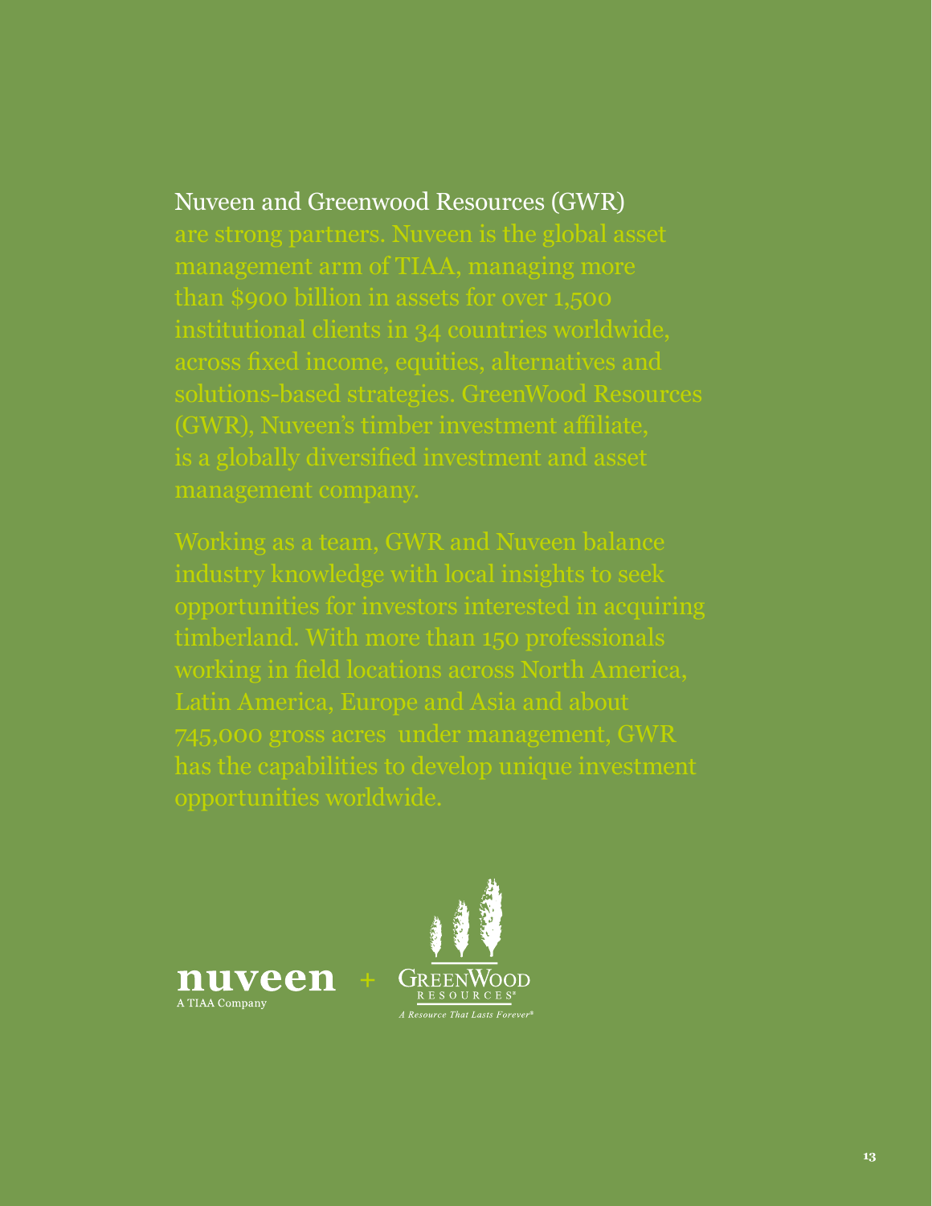Nuveen and Greenwood Resources (GWR) are strong partners. Nuveen is the global asset management arm of TIAA, managing more than $900 billion in assets for over 1,500 institutional clients in 34 countries worldwide, across fixed income, equities, alternatives and solutions-based strategies. GreenWood Resources (GWR), Nuveen's timber investment affiliate, is a globally diversified investment and asset management company.

Working as a team, GWR and Nuveen balance industry knowledge with local insights to seek opportunities for investors interested in acquiring timberland. With more than 150 professionals working in field locations across North America, Latin America, Europe and Asia and about 745,000 gross acres under management, GWR has the capabilities to develop unique investment opportunities worldwide.

nuveen
A TIAA Company
+
GreenWood Resources®
*A Resource That Lasts Forever®*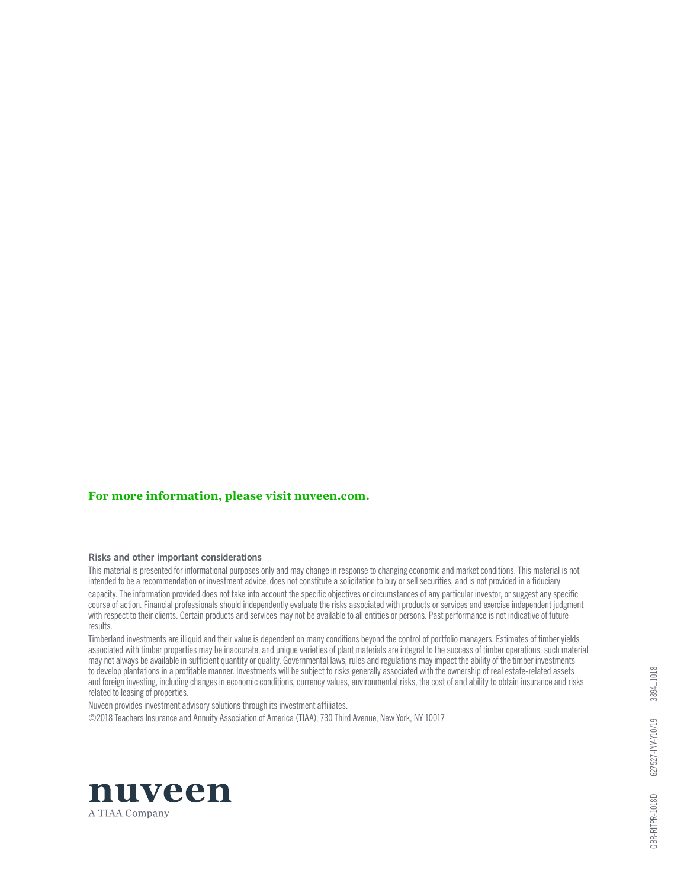**For more information, please visit nuveen.com.**

**Risks and other important considerations**

This material is presented for informational purposes only and may change in response to changing economic and market conditions. This material is not intended to be a recommendation or investment advice, does not constitute a solicitation to buy or sell securities, and is not provided in a fiduciary capacity. The information provided does not take into account the specific objectives or circumstances of any particular investor, or suggest any specific course of action. Financial professionals should independently evaluate the risks associated with products or services and exercise independent judgment with respect to their clients. Certain products and services may not be available to all entities or persons. Past performance is not indicative of future results.

Timberland investments are illiquid and their value is dependent on many conditions beyond the control of portfolio managers. Estimates of timber yields associated with timber properties may be inaccurate, and unique varieties of plant materials are integral to the success of timber operations; such material may not always be available in sufficient quantity or quality. Governmental laws, rules and regulations may impact the ability of the timber investments to develop plantations in a profitable manner. Investments will be subject to risks generally associated with the ownership of real estate-related assets and foreign investing, including changes in economic conditions, currency values, environmental risks, the cost of and ability to obtain insurance and risks related to leasing of properties.

Nuveen provides investment advisory solutions through its investment affiliates.

©2018 Teachers Insurance and Annuity Association of America (TIAA), 730 Third Avenue, New York, NY 10017

nuveen
A TIAA Company

GBR-RITPR-1018D 627527-INV-Y10/19 3894_1018